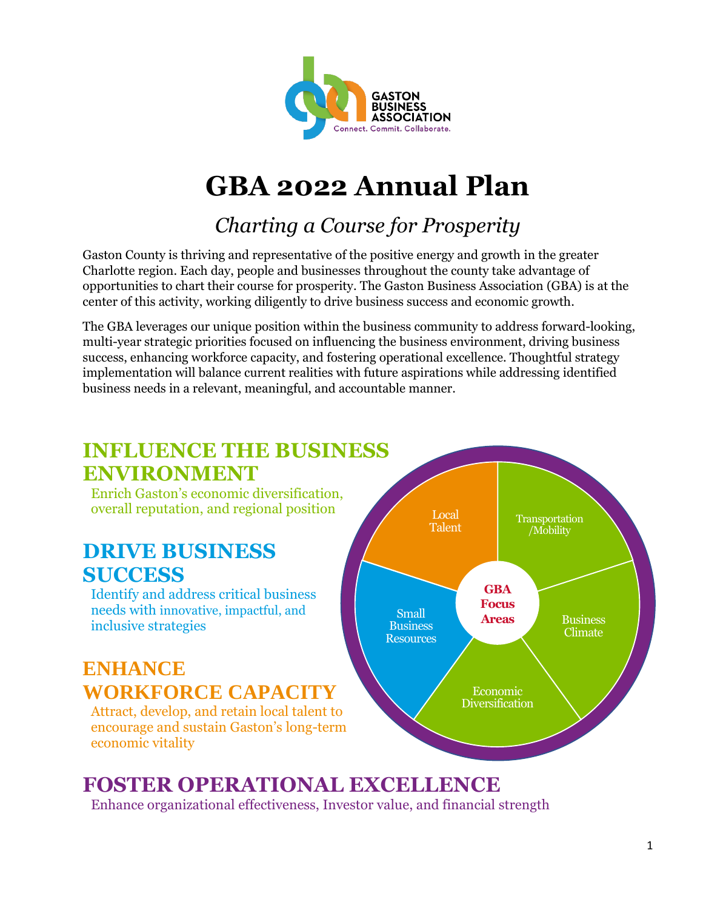GASTON BUSINESS ASSOCIATION
Connect. Commit. Collaborate.

# GBA 2022 Annual Plan

*Charting a Course for Prosperity*

Gaston County is thriving and representative of the positive energy and growth in the greater Charlotte region. Each day, people and businesses throughout the county take advantage of opportunities to chart their course for prosperity. The Gaston Business Association (GBA) is at the center of this activity, working diligently to drive business success and economic growth.

The GBA leverages our unique position within the business community to address forward-looking, multi-year strategic priorities focused on influencing the business environment, driving business success, enhancing workforce capacity, and fostering operational excellence. Thoughtful strategy implementation will balance current realities with future aspirations while addressing identified business needs in a relevant, meaningful, and accountable manner.

## INFLUENCE THE BUSINESS ENVIRONMENT

Enrich Gaston's economic diversification, overall reputation, and regional position

## DRIVE BUSINESS SUCCESS

Identify and address critical business needs with innovative, impactful, and inclusive strategies

## ENHANCE WORKFORCE CAPACITY

Attract, develop, and retain local talent to encourage and sustain Gaston's long-term economic vitality

**GBA Focus Areas**

- Local Talent
- Transportation/Mobility
- Business Climate
- Economic Diversification
- Small Business Resources

## FOSTER OPERATIONAL EXCELLENCE

Enhance organizational effectiveness, Investor value, and financial strength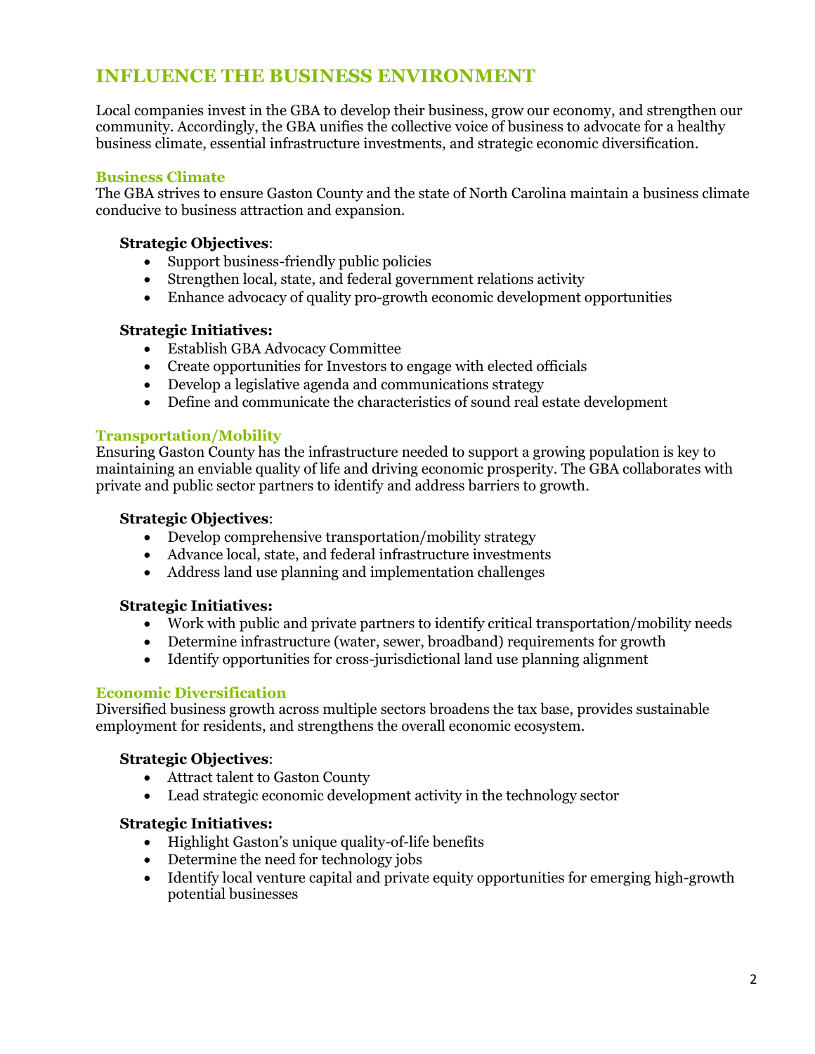# INFLUENCE THE BUSINESS ENVIRONMENT

Local companies invest in the GBA to develop their business, grow our economy, and strengthen our community. Accordingly, the GBA unifies the collective voice of business to advocate for a healthy business climate, essential infrastructure investments, and strategic economic diversification.

## Business Climate

The GBA strives to ensure Gaston County and the state of North Carolina maintain a business climate conducive to business attraction and expansion.

**Strategic Objectives**:

- Support business-friendly public policies
- Strengthen local, state, and federal government relations activity
- Enhance advocacy of quality pro-growth economic development opportunities

**Strategic Initiatives:**

- Establish GBA Advocacy Committee
- Create opportunities for Investors to engage with elected officials
- Develop a legislative agenda and communications strategy
- Define and communicate the characteristics of sound real estate development

## Transportation/Mobility

Ensuring Gaston County has the infrastructure needed to support a growing population is key to maintaining an enviable quality of life and driving economic prosperity. The GBA collaborates with private and public sector partners to identify and address barriers to growth.

**Strategic Objectives**:

- Develop comprehensive transportation/mobility strategy
- Advance local, state, and federal infrastructure investments
- Address land use planning and implementation challenges

**Strategic Initiatives:**

- Work with public and private partners to identify critical transportation/mobility needs
- Determine infrastructure (water, sewer, broadband) requirements for growth
- Identify opportunities for cross-jurisdictional land use planning alignment

## Economic Diversification

Diversified business growth across multiple sectors broadens the tax base, provides sustainable employment for residents, and strengthens the overall economic ecosystem.

**Strategic Objectives**:

- Attract talent to Gaston County
- Lead strategic economic development activity in the technology sector

**Strategic Initiatives:**

- Highlight Gaston's unique quality-of-life benefits
- Determine the need for technology jobs
- Identify local venture capital and private equity opportunities for emerging high-growth potential businesses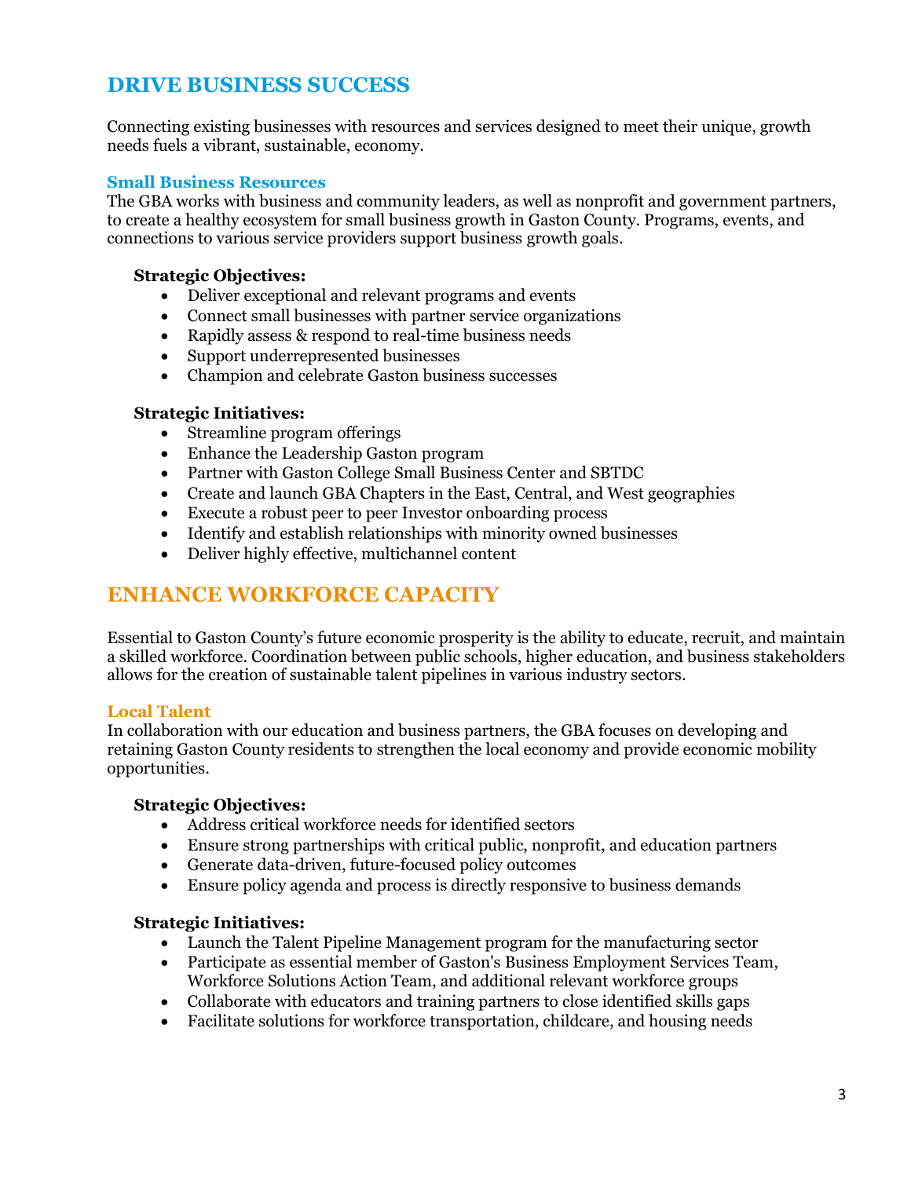## DRIVE BUSINESS SUCCESS

Connecting existing businesses with resources and services designed to meet their unique, growth needs fuels a vibrant, sustainable, economy.

### Small Business Resources

The GBA works with business and community leaders, as well as nonprofit and government partners, to create a healthy ecosystem for small business growth in Gaston County. Programs, events, and connections to various service providers support business growth goals.

**Strategic Objectives:**

- Deliver exceptional and relevant programs and events
- Connect small businesses with partner service organizations
- Rapidly assess & respond to real-time business needs
- Support underrepresented businesses
- Champion and celebrate Gaston business successes

**Strategic Initiatives:**

- Streamline program offerings
- Enhance the Leadership Gaston program
- Partner with Gaston College Small Business Center and SBTDC
- Create and launch GBA Chapters in the East, Central, and West geographies
- Execute a robust peer to peer Investor onboarding process
- Identify and establish relationships with minority owned businesses
- Deliver highly effective, multichannel content

## ENHANCE WORKFORCE CAPACITY

Essential to Gaston County's future economic prosperity is the ability to educate, recruit, and maintain a skilled workforce. Coordination between public schools, higher education, and business stakeholders allows for the creation of sustainable talent pipelines in various industry sectors.

### Local Talent

In collaboration with our education and business partners, the GBA focuses on developing and retaining Gaston County residents to strengthen the local economy and provide economic mobility opportunities.

**Strategic Objectives:**

- Address critical workforce needs for identified sectors
- Ensure strong partnerships with critical public, nonprofit, and education partners
- Generate data-driven, future-focused policy outcomes
- Ensure policy agenda and process is directly responsive to business demands

**Strategic Initiatives:**

- Launch the Talent Pipeline Management program for the manufacturing sector
- Participate as essential member of Gaston's Business Employment Services Team, Workforce Solutions Action Team, and additional relevant workforce groups
- Collaborate with educators and training partners to close identified skills gaps
- Facilitate solutions for workforce transportation, childcare, and housing needs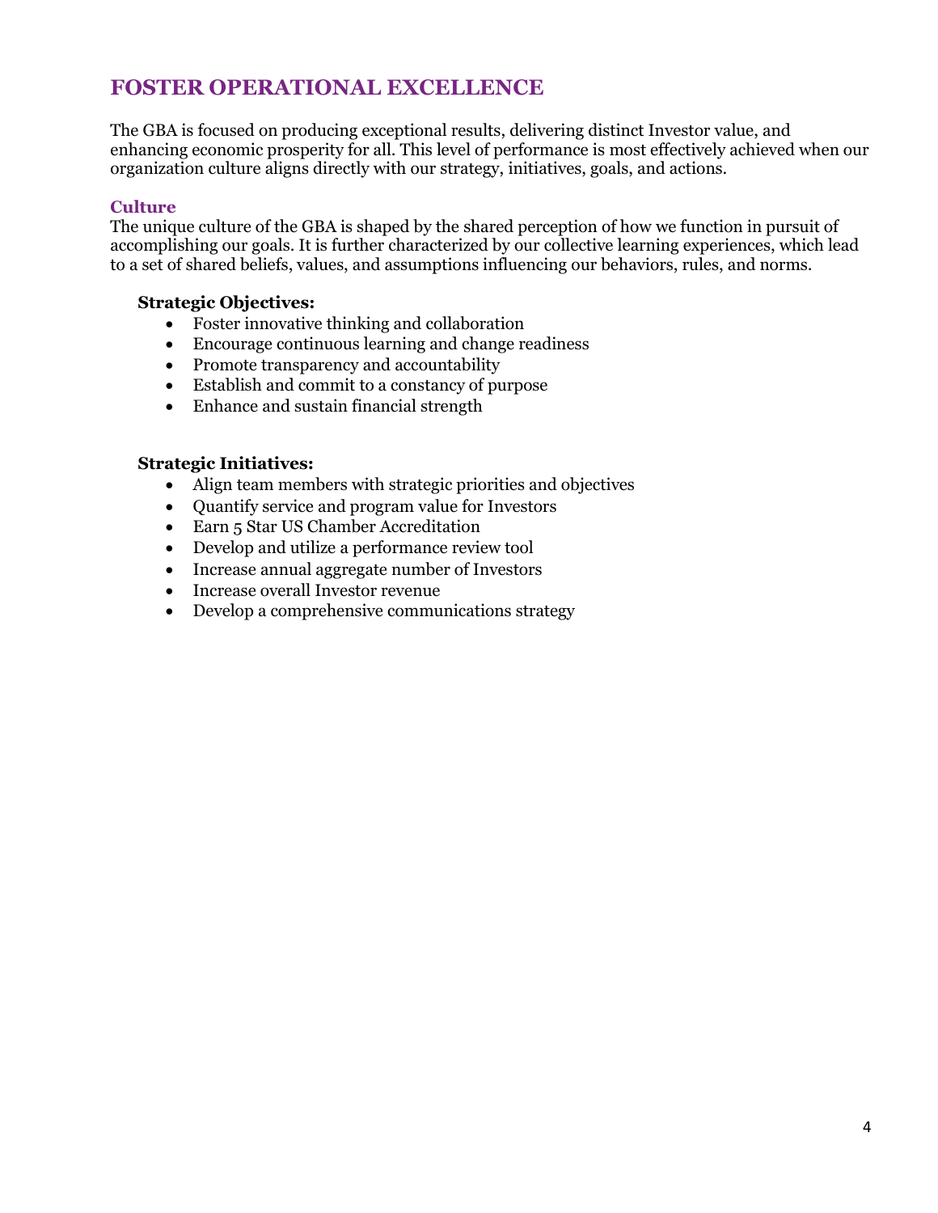## FOSTER OPERATIONAL EXCELLENCE

The GBA is focused on producing exceptional results, delivering distinct Investor value, and enhancing economic prosperity for all. This level of performance is most effectively achieved when our organization culture aligns directly with our strategy, initiatives, goals, and actions.

### Culture

The unique culture of the GBA is shaped by the shared perception of how we function in pursuit of accomplishing our goals. It is further characterized by our collective learning experiences, which lead to a set of shared beliefs, values, and assumptions influencing our behaviors, rules, and norms.

**Strategic Objectives:**

- Foster innovative thinking and collaboration
- Encourage continuous learning and change readiness
- Promote transparency and accountability
- Establish and commit to a constancy of purpose
- Enhance and sustain financial strength

**Strategic Initiatives:**

- Align team members with strategic priorities and objectives
- Quantify service and program value for Investors
- Earn 5 Star US Chamber Accreditation
- Develop and utilize a performance review tool
- Increase annual aggregate number of Investors
- Increase overall Investor revenue
- Develop a comprehensive communications strategy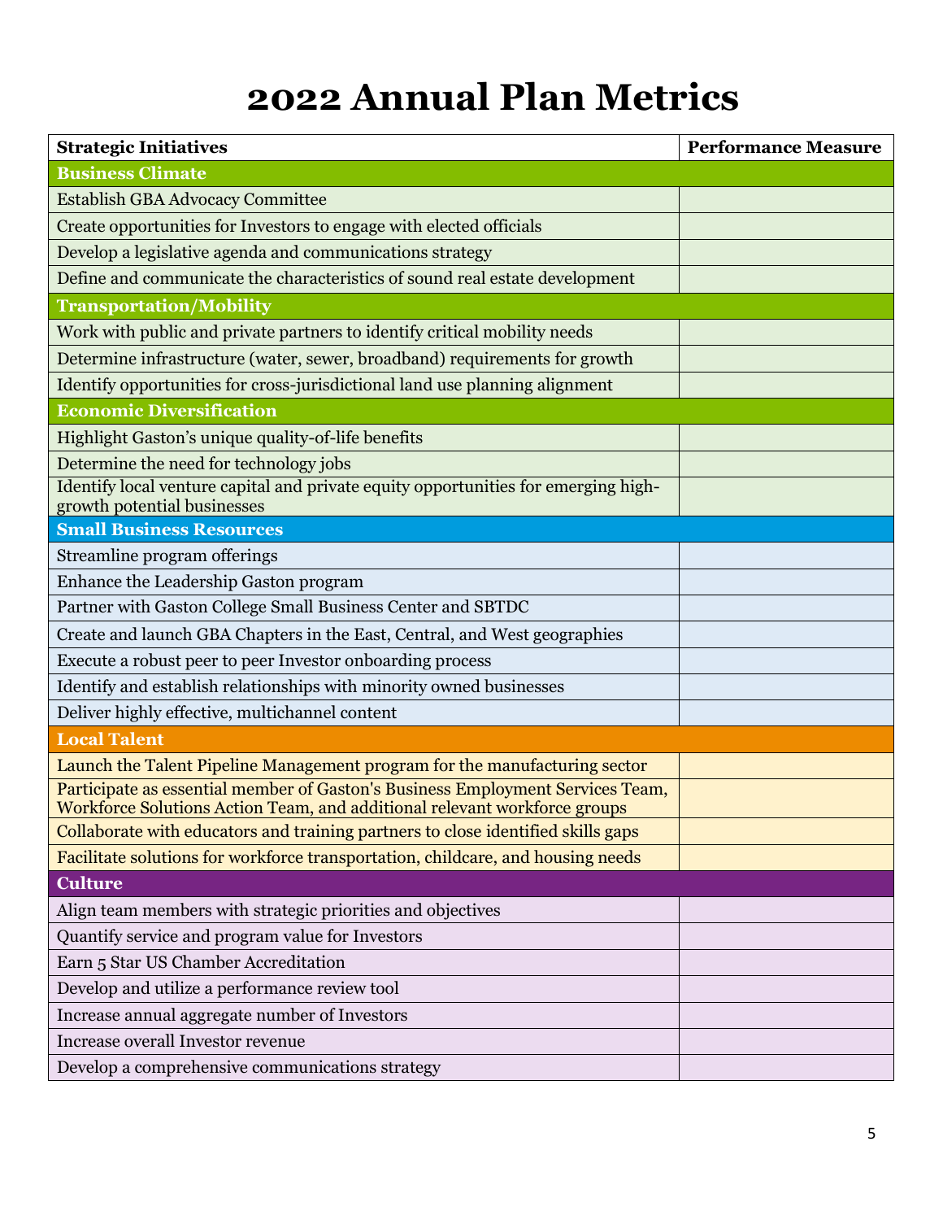# 2022 Annual Plan Metrics

| Strategic Initiatives | Performance Measure |
|---|---|
| **Business Climate** | |
| Establish GBA Advocacy Committee | |
| Create opportunities for Investors to engage with elected officials | |
| Develop a legislative agenda and communications strategy | |
| Define and communicate the characteristics of sound real estate development | |
| **Transportation/Mobility** | |
| Work with public and private partners to identify critical mobility needs | |
| Determine infrastructure (water, sewer, broadband) requirements for growth | |
| Identify opportunities for cross-jurisdictional land use planning alignment | |
| **Economic Diversification** | |
| Highlight Gaston's unique quality-of-life benefits | |
| Determine the need for technology jobs | |
| Identify local venture capital and private equity opportunities for emerging high-growth potential businesses | |
| **Small Business Resources** | |
| Streamline program offerings | |
| Enhance the Leadership Gaston program | |
| Partner with Gaston College Small Business Center and SBTDC | |
| Create and launch GBA Chapters in the East, Central, and West geographies | |
| Execute a robust peer to peer Investor onboarding process | |
| Identify and establish relationships with minority owned businesses | |
| Deliver highly effective, multichannel content | |
| **Local Talent** | |
| Launch the Talent Pipeline Management program for the manufacturing sector | |
| Participate as essential member of Gaston's Business Employment Services Team, Workforce Solutions Action Team, and additional relevant workforce groups | |
| Collaborate with educators and training partners to close identified skills gaps | |
| Facilitate solutions for workforce transportation, childcare, and housing needs | |
| **Culture** | |
| Align team members with strategic priorities and objectives | |
| Quantify service and program value for Investors | |
| Earn 5 Star US Chamber Accreditation | |
| Develop and utilize a performance review tool | |
| Increase annual aggregate number of Investors | |
| Increase overall Investor revenue | |
| Develop a comprehensive communications strategy | |